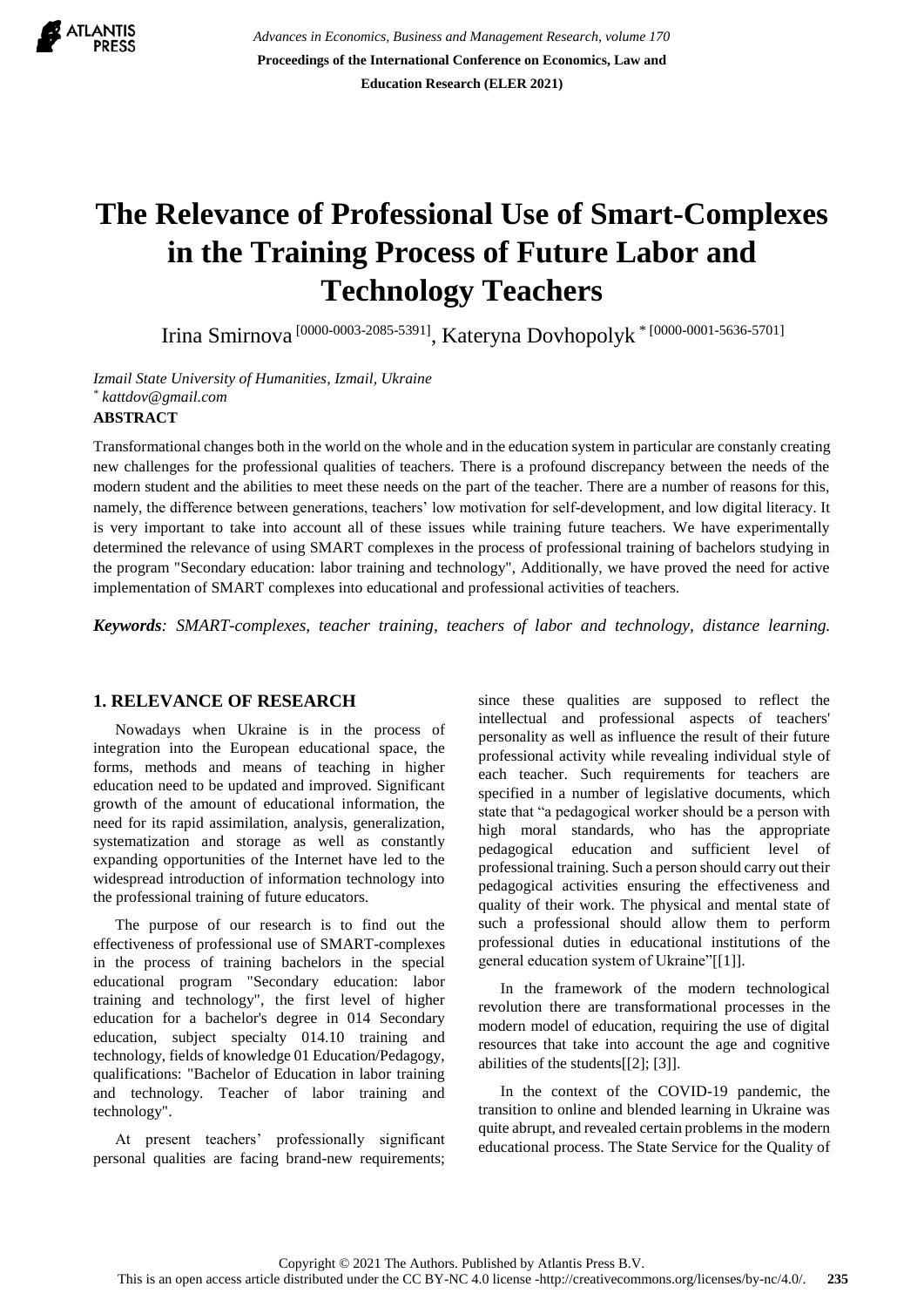# The Relevance of Professional Use of Smart-Complexes in the Training Process of Future Labor and Technology Teachers

Irina Smirnova [0000-0003-2085-5391], Kateryna Dovhopolyk * [0000-0001-5636-5701]

*Izmail State University of Humanities, Izmail, Ukraine*
*\* kattdov@gmail.com*

**ABSTRACT**

Transformational changes both in the world on the whole and in the education system in particular are constanly creating new challenges for the professional qualities of teachers. There is a profound discrepancy between the needs of the modern student and the abilities to meet these needs on the part of the teacher. There are a number of reasons for this, namely, the difference between generations, teachers' low motivation for self-development, and low digital literacy. It is very important to take into account all of these issues while training future teachers. We have experimentally determined the relevance of using SMART complexes in the process of professional training of bachelors studying in the program "Secondary education: labor training and technology", Additionally, we have proved the need for active implementation of SMART complexes into educational and professional activities of teachers.

***Keywords**: SMART-complexes, teacher training, teachers of labor and technology, distance learning.*

## 1. RELEVANCE OF RESEARCH

Nowadays when Ukraine is in the process of integration into the European educational space, the forms, methods and means of teaching in higher education need to be updated and improved. Significant growth of the amount of educational information, the need for its rapid assimilation, analysis, generalization, systematization and storage as well as constantly expanding opportunities of the Internet have led to the widespread introduction of information technology into the professional training of future educators.

The purpose of our research is to find out the effectiveness of professional use of SMART-complexes in the process of training bachelors in the special educational program "Secondary education: labor training and technology", the first level of higher education for a bachelor's degree in 014 Secondary education, subject specialty 014.10 training and technology, fields of knowledge 01 Education/Pedagogy, qualifications: "Bachelor of Education in labor training and technology. Teacher of labor training and technology".

At present teachers' professionally significant personal qualities are facing brand-new requirements; since these qualities are supposed to reflect the intellectual and professional aspects of teachers' personality as well as influence the result of their future professional activity while revealing individual style of each teacher. Such requirements for teachers are specified in a number of legislative documents, which state that "a pedagogical worker should be a person with high moral standards, who has the appropriate pedagogical education and sufficient level of professional training. Such a person should carry out their pedagogical activities ensuring the effectiveness and quality of their work. The physical and mental state of such a professional should allow them to perform professional duties in educational institutions of the general education system of Ukraine"[[1]].

In the framework of the modern technological revolution there are transformational processes in the modern model of education, requiring the use of digital resources that take into account the age and cognitive abilities of the students[[2]; [3]].

In the context of the COVID-19 pandemic, the transition to online and blended learning in Ukraine was quite abrupt, and revealed certain problems in the modern educational process. The State Service for the Quality of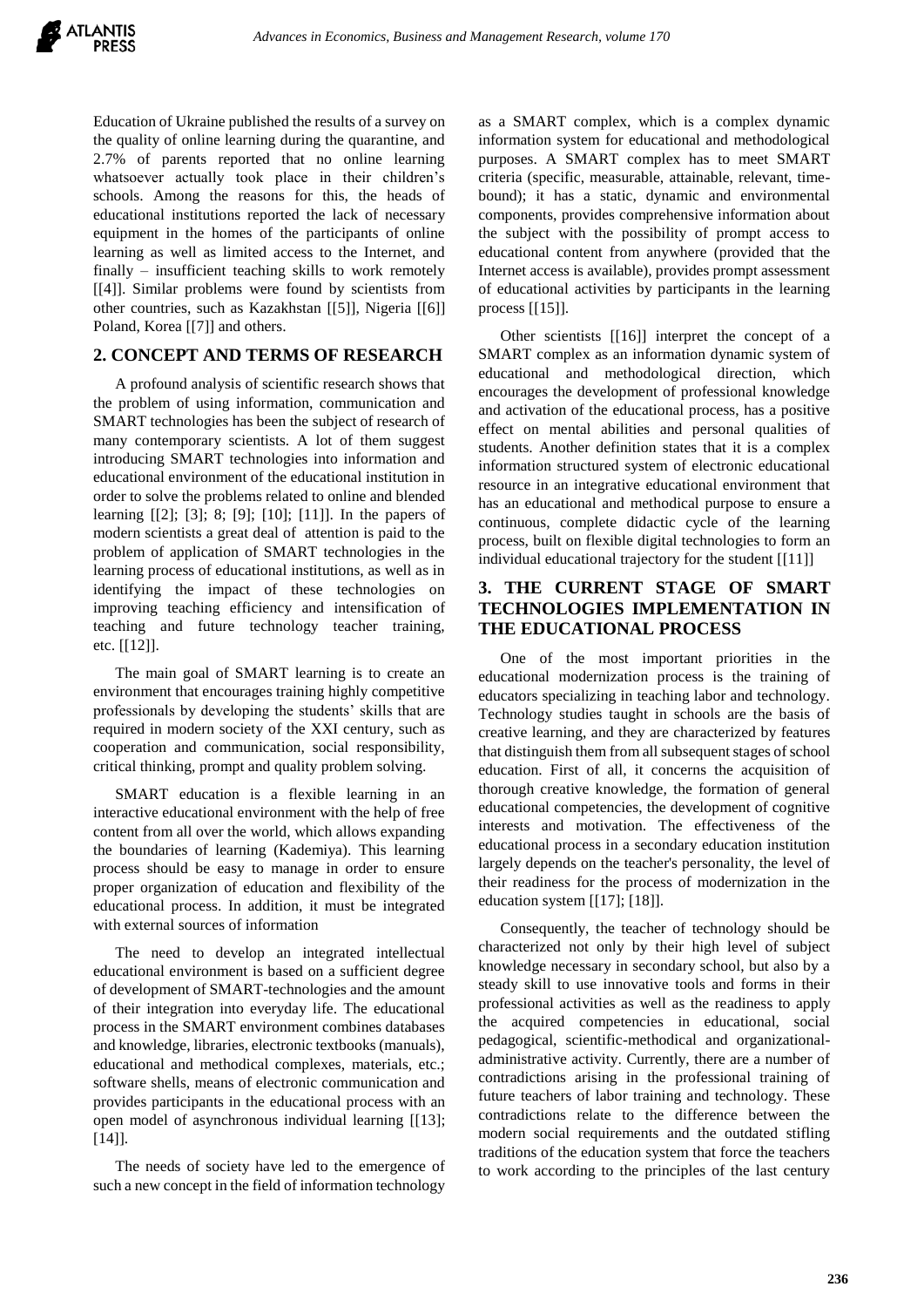Education of Ukraine published the results of a survey on the quality of online learning during the quarantine, and 2.7% of parents reported that no online learning whatsoever actually took place in their children's schools. Among the reasons for this, the heads of educational institutions reported the lack of necessary equipment in the homes of the participants of online learning as well as limited access to the Internet, and finally – insufficient teaching skills to work remotely [[4]]. Similar problems were found by scientists from other countries, such as Kazakhstan [[5]], Nigeria [[6]] Poland, Korea [[7]] and others.

## 2. CONCEPT AND TERMS OF RESEARCH

A profound analysis of scientific research shows that the problem of using information, communication and SMART technologies has been the subject of research of many contemporary scientists. A lot of them suggest introducing SMART technologies into information and educational environment of the educational institution in order to solve the problems related to online and blended learning [[2]; [3]; 8; [9]; [10]; [11]]. In the papers of modern scientists a great deal of attention is paid to the problem of application of SMART technologies in the learning process of educational institutions, as well as in identifying the impact of these technologies on improving teaching efficiency and intensification of teaching and future technology teacher training, etc. [[12]].

The main goal of SMART learning is to create an environment that encourages training highly competitive professionals by developing the students' skills that are required in modern society of the XXI century, such as cooperation and communication, social responsibility, critical thinking, prompt and quality problem solving.

SMART education is a flexible learning in an interactive educational environment with the help of free content from all over the world, which allows expanding the boundaries of learning (Kademiya). This learning process should be easy to manage in order to ensure proper organization of education and flexibility of the educational process. In addition, it must be integrated with external sources of information

The need to develop an integrated intellectual educational environment is based on a sufficient degree of development of SMART-technologies and the amount of their integration into everyday life. The educational process in the SMART environment combines databases and knowledge, libraries, electronic textbooks (manuals), educational and methodical complexes, materials, etc.; software shells, means of electronic communication and provides participants in the educational process with an open model of asynchronous individual learning [[13]; [14]].

The needs of society have led to the emergence of such a new concept in the field of information technology as a SMART complex, which is a complex dynamic information system for educational and methodological purposes. A SMART complex has to meet SMART criteria (specific, measurable, attainable, relevant, time-bound); it has a static, dynamic and environmental components, provides comprehensive information about the subject with the possibility of prompt access to educational content from anywhere (provided that the Internet access is available), provides prompt assessment of educational activities by participants in the learning process [[15]].

Other scientists [[16]] interpret the concept of a SMART complex as an information dynamic system of educational and methodological direction, which encourages the development of professional knowledge and activation of the educational process, has a positive effect on mental abilities and personal qualities of students. Another definition states that it is a complex information structured system of electronic educational resource in an integrative educational environment that has an educational and methodical purpose to ensure a continuous, complete didactic cycle of the learning process, built on flexible digital technologies to form an individual educational trajectory for the student [[11]]

## 3. THE CURRENT STAGE OF SMART TECHNOLOGIES IMPLEMENTATION IN THE EDUCATIONAL PROCESS

One of the most important priorities in the educational modernization process is the training of educators specializing in teaching labor and technology. Technology studies taught in schools are the basis of creative learning, and they are characterized by features that distinguish them from all subsequent stages of school education. First of all, it concerns the acquisition of thorough creative knowledge, the formation of general educational competencies, the development of cognitive interests and motivation. The effectiveness of the educational process in a secondary education institution largely depends on the teacher's personality, the level of their readiness for the process of modernization in the education system [[17]; [18]].

Consequently, the teacher of technology should be characterized not only by their high level of subject knowledge necessary in secondary school, but also by a steady skill to use innovative tools and forms in their professional activities as well as the readiness to apply the acquired competencies in educational, social pedagogical, scientific-methodical and organizational-administrative activity. Currently, there are a number of contradictions arising in the professional training of future teachers of labor training and technology. These contradictions relate to the difference between the modern social requirements and the outdated stifling traditions of the education system that force the teachers to work according to the principles of the last century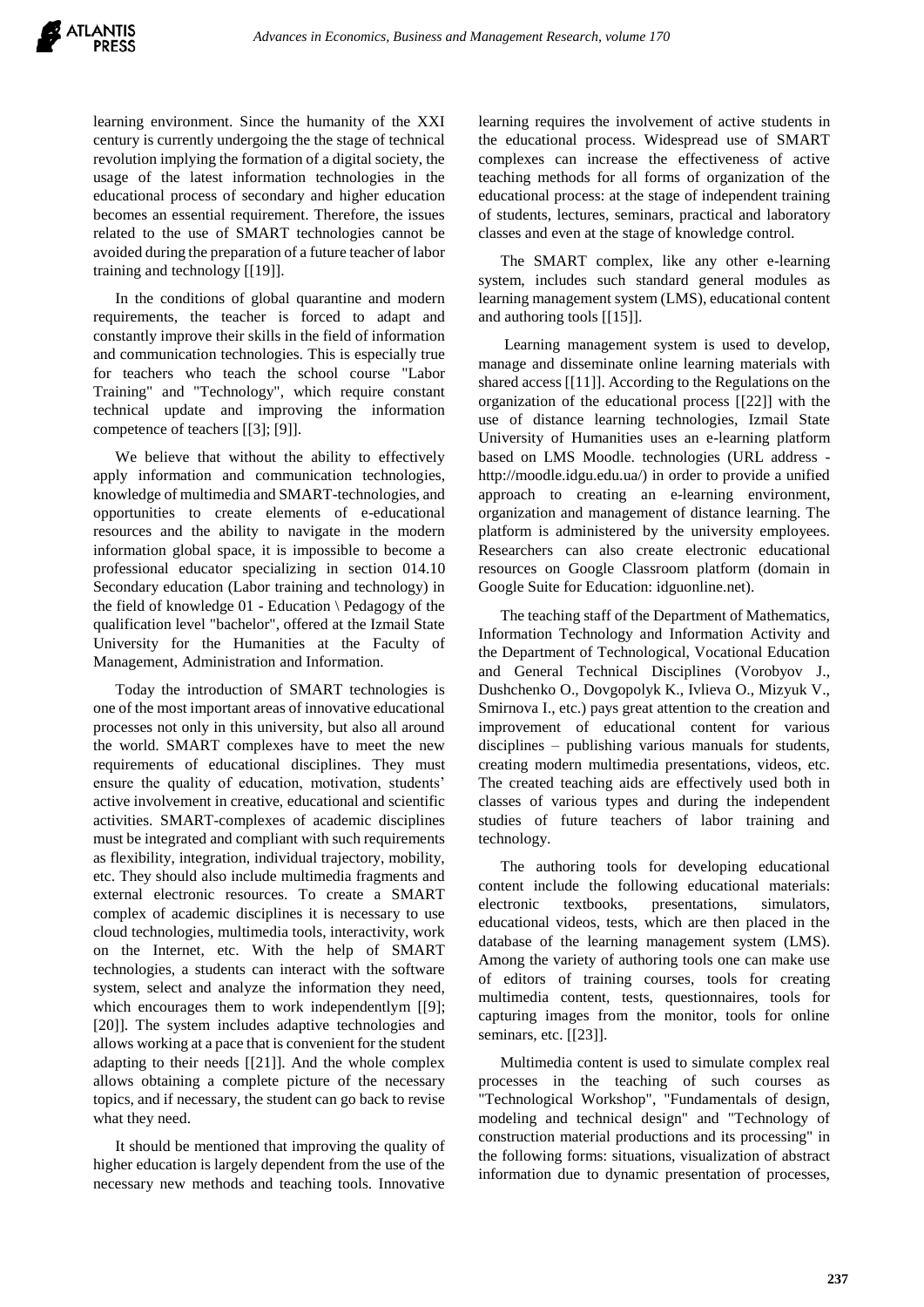learning environment. Since the humanity of the XXI century is currently undergoing the the stage of technical revolution implying the formation of a digital society, the usage of the latest information technologies in the educational process of secondary and higher education becomes an essential requirement. Therefore, the issues related to the use of SMART technologies cannot be avoided during the preparation of a future teacher of labor training and technology [[19]].

In the conditions of global quarantine and modern requirements, the teacher is forced to adapt and constantly improve their skills in the field of information and communication technologies. This is especially true for teachers who teach the school course "Labor Training" and "Technology", which require constant technical update and improving the information competence of teachers [[3]; [9]].

We believe that without the ability to effectively apply information and communication technologies, knowledge of multimedia and SMART-technologies, and opportunities to create elements of e-educational resources and the ability to navigate in the modern information global space, it is impossible to become a professional educator specializing in section 014.10 Secondary education (Labor training and technology) in the field of knowledge 01 - Education \ Pedagogy of the qualification level "bachelor", offered at the Izmail State University for the Humanities at the Faculty of Management, Administration and Information.

Today the introduction of SMART technologies is one of the most important areas of innovative educational processes not only in this university, but also all around the world. SMART complexes have to meet the new requirements of educational disciplines. They must ensure the quality of education, motivation, students' active involvement in creative, educational and scientific activities. SMART-complexes of academic disciplines must be integrated and compliant with such requirements as flexibility, integration, individual trajectory, mobility, etc. They should also include multimedia fragments and external electronic resources. To create a SMART complex of academic disciplines it is necessary to use cloud technologies, multimedia tools, interactivity, work on the Internet, etc. With the help of SMART technologies, a students can interact with the software system, select and analyze the information they need, which encourages them to work independentlym [[9]; [20]]. The system includes adaptive technologies and allows working at a pace that is convenient for the student adapting to their needs [[21]]. And the whole complex allows obtaining a complete picture of the necessary topics, and if necessary, the student can go back to revise what they need.

It should be mentioned that improving the quality of higher education is largely dependent from the use of the necessary new methods and teaching tools. Innovative learning requires the involvement of active students in the educational process. Widespread use of SMART complexes can increase the effectiveness of active teaching methods for all forms of organization of the educational process: at the stage of independent training of students, lectures, seminars, practical and laboratory classes and even at the stage of knowledge control.

The SMART complex, like any other e-learning system, includes such standard general modules as learning management system (LMS), educational content and authoring tools [[15]].

Learning management system is used to develop, manage and disseminate online learning materials with shared access [[11]]. According to the Regulations on the organization of the educational process [[22]] with the use of distance learning technologies, Izmail State University of Humanities uses an e-learning platform based on LMS Moodle. technologies (URL address - http://moodle.idgu.edu.ua/) in order to provide a unified approach to creating an e-learning environment, organization and management of distance learning. The platform is administered by the university employees. Researchers can also create electronic educational resources on Google Classroom platform (domain in Google Suite for Education: idguonline.net).

The teaching staff of the Department of Mathematics, Information Technology and Information Activity and the Department of Technological, Vocational Education and General Technical Disciplines (Vorobyov J., Dushchenko O., Dovgopolyk K., Ivlieva O., Mizyuk V., Smirnova I., etc.) pays great attention to the creation and improvement of educational content for various disciplines – publishing various manuals for students, creating modern multimedia presentations, videos, etc. The created teaching aids are effectively used both in classes of various types and during the independent studies of future teachers of labor training and technology.

The authoring tools for developing educational content include the following educational materials: electronic textbooks, presentations, simulators, educational videos, tests, which are then placed in the database of the learning management system (LMS). Among the variety of authoring tools one can make use of editors of training courses, tools for creating multimedia content, tests, questionnaires, tools for capturing images from the monitor, tools for online seminars, etc. [[23]].

Multimedia content is used to simulate complex real processes in the teaching of such courses as "Technological Workshop", "Fundamentals of design, modeling and technical design" and "Technology of construction material productions and its processing" in the following forms: situations, visualization of abstract information due to dynamic presentation of processes,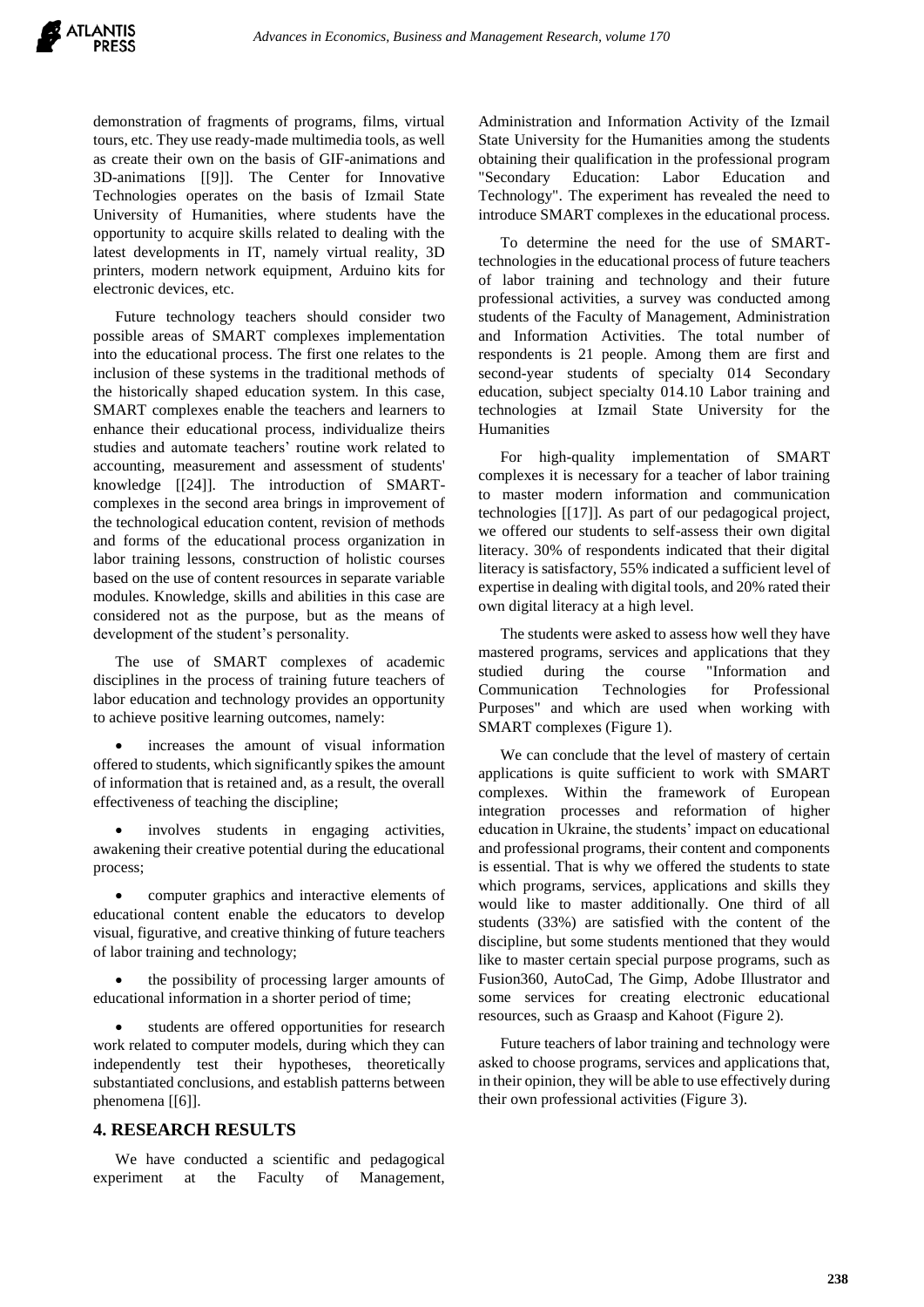demonstration of fragments of programs, films, virtual tours, etc. They use ready-made multimedia tools, as well as create their own on the basis of GIF-animations and 3D-animations [[9]]. The Center for Innovative Technologies operates on the basis of Izmail State University of Humanities, where students have the opportunity to acquire skills related to dealing with the latest developments in IT, namely virtual reality, 3D printers, modern network equipment, Arduino kits for electronic devices, etc.

Future technology teachers should consider two possible areas of SMART complexes implementation into the educational process. The first one relates to the inclusion of these systems in the traditional methods of the historically shaped education system. In this case, SMART complexes enable the teachers and learners to enhance their educational process, individualize theirs studies and automate teachers' routine work related to accounting, measurement and assessment of students' knowledge [[24]]. The introduction of SMART-complexes in the second area brings in improvement of the technological education content, revision of methods and forms of the educational process organization in labor training lessons, construction of holistic courses based on the use of content resources in separate variable modules. Knowledge, skills and abilities in this case are considered not as the purpose, but as the means of development of the student's personality.

The use of SMART complexes of academic disciplines in the process of training future teachers of labor education and technology provides an opportunity to achieve positive learning outcomes, namely:

- increases the amount of visual information offered to students, which significantly spikes the amount of information that is retained and, as a result, the overall effectiveness of teaching the discipline;
- involves students in engaging activities, awakening their creative potential during the educational process;
- computer graphics and interactive elements of educational content enable the educators to develop visual, figurative, and creative thinking of future teachers of labor training and technology;
- the possibility of processing larger amounts of educational information in a shorter period of time;
- students are offered opportunities for research work related to computer models, during which they can independently test their hypotheses, theoretically substantiated conclusions, and establish patterns between phenomena [[6]].

## 4. RESEARCH RESULTS

We have conducted a scientific and pedagogical experiment at the Faculty of Management, Administration and Information Activity of the Izmail State University for the Humanities among the students obtaining their qualification in the professional program "Secondary Education: Labor Education and Technology". The experiment has revealed the need to introduce SMART complexes in the educational process.

To determine the need for the use of SMART-technologies in the educational process of future teachers of labor training and technology and their future professional activities, a survey was conducted among students of the Faculty of Management, Administration and Information Activities. The total number of respondents is 21 people. Among them are first and second-year students of specialty 014 Secondary education, subject specialty 014.10 Labor training and technologies at Izmail State University for the Humanities

For high-quality implementation of SMART complexes it is necessary for a teacher of labor training to master modern information and communication technologies [[17]]. As part of our pedagogical project, we offered our students to self-assess their own digital literacy. 30% of respondents indicated that their digital literacy is satisfactory, 55% indicated a sufficient level of expertise in dealing with digital tools, and 20% rated their own digital literacy at a high level.

The students were asked to assess how well they have mastered programs, services and applications that they studied during the course "Information and Communication Technologies for Professional Purposes" and which are used when working with SMART complexes (Figure 1).

We can conclude that the level of mastery of certain applications is quite sufficient to work with SMART complexes. Within the framework of European integration processes and reformation of higher education in Ukraine, the students' impact on educational and professional programs, their content and components is essential. That is why we offered the students to state which programs, services, applications and skills they would like to master additionally. One third of all students (33%) are satisfied with the content of the discipline, but some students mentioned that they would like to master certain special purpose programs, such as Fusion360, AutoCad, The Gimp, Adobe Illustrator and some services for creating electronic educational resources, such as Graasp and Kahoot (Figure 2).

Future teachers of labor training and technology were asked to choose programs, services and applications that, in their opinion, they will be able to use effectively during their own professional activities (Figure 3).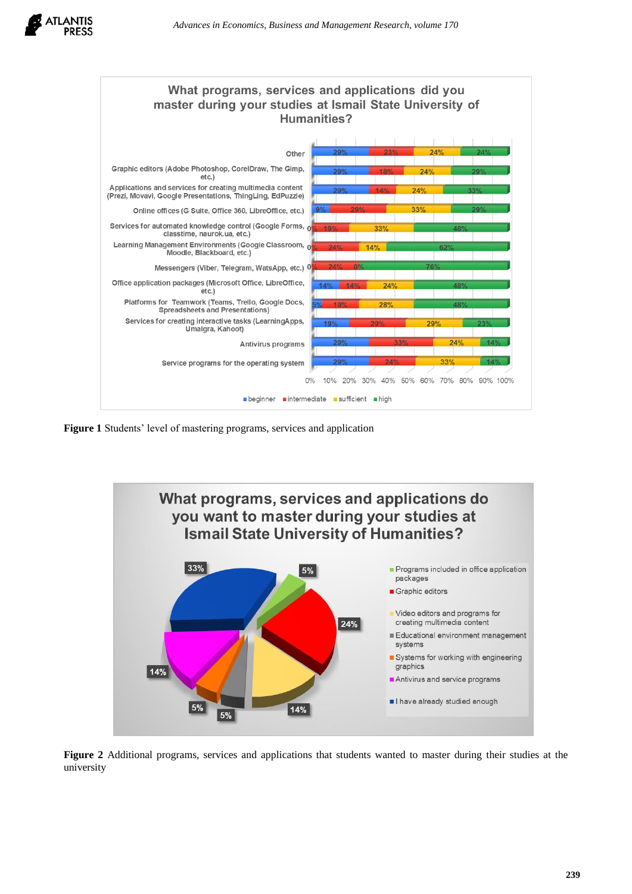**Figure 1** Students' level of mastering programs, services and application

**Figure 2** Additional programs, services and applications that students wanted to master during their studies at the university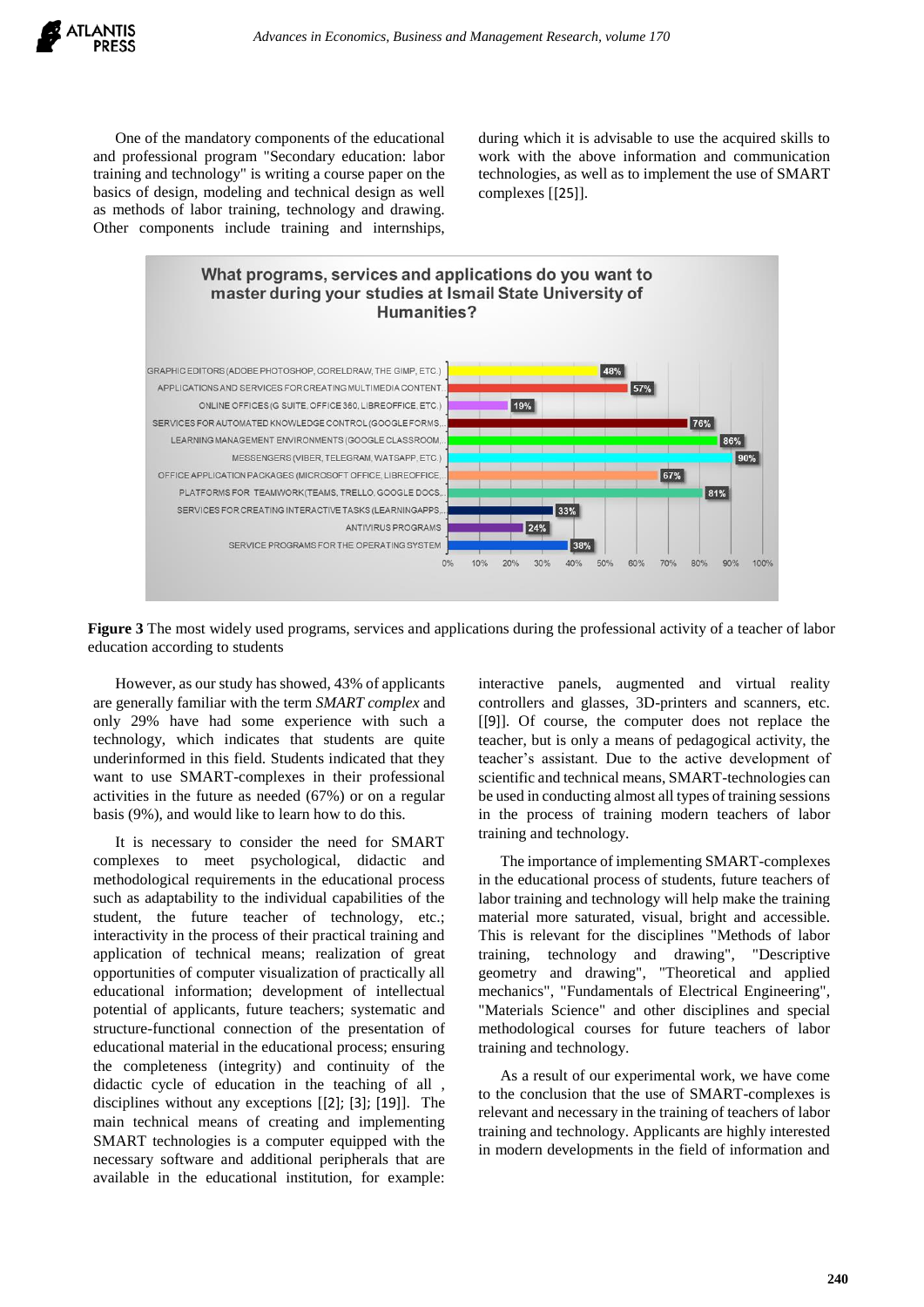One of the mandatory components of the educational and professional program "Secondary education: labor training and technology" is writing a course paper on the basics of design, modeling and technical design as well as methods of labor training, technology and drawing. Other components include training and internships, during which it is advisable to use the acquired skills to work with the above information and communication technologies, as well as to implement the use of SMART complexes [[25]].

**What programs, services and applications do you want to master during your studies at Ismail State University of Humanities?**

| Program / service / application | % |
| --- | --- |
| GRAPHIC EDITORS (ADOBE PHOTOSHOP, CORELDRAW, THE GIMP, ETC.) | 48% |
| APPLICATIONS AND SERVICES FOR CREATING MULTIMEDIA CONTENT | 57% |
| ONLINE OFFICES (G SUITE, OFFICE 360, LIBREOFFICE, ETC.) | 19% |
| SERVICES FOR AUTOMATED KNOWLEDGE CONTROL (GOOGLE FORMS... | 76% |
| LEARNING MANAGEMENT ENVIRONMENTS (GOOGLE CLASSROOM... | 86% |
| MESSENGERS (VIBER, TELEGRAM, WATSAPP, ETC.) | 90% |
| OFFICE APPLICATION PACKAGES (MICROSOFT OFFICE, LIBREOFFICE... | 67% |
| PLATFORMS FOR TEAMWORK (TEAMS, TRELLO, GOOGLE DOCS... | 81% |
| SERVICES FOR CREATING INTERACTIVE TASKS (LEARNINGAPPS... | 33% |
| ANTIVIRUS PROGRAMS | 24% |
| SERVICE PROGRAMS FOR THE OPERATING SYSTEM | 38% |

**Figure 3** The most widely used programs, services and applications during the professional activity of a teacher of labor education according to students

However, as our study has showed, 43% of applicants are generally familiar with the term *SMART complex* and only 29% have had some experience with such a technology, which indicates that students are quite underinformed in this field. Students indicated that they want to use SMART-complexes in their professional activities in the future as needed (67%) or on a regular basis (9%), and would like to learn how to do this.

It is necessary to consider the need for SMART complexes to meet psychological, didactic and methodological requirements in the educational process such as adaptability to the individual capabilities of the student, the future teacher of technology, etc.; interactivity in the process of their practical training and application of technical means; realization of great opportunities of computer visualization of practically all educational information; development of intellectual potential of applicants, future teachers; systematic and structure-functional connection of the presentation of educational material in the educational process; ensuring the completeness (integrity) and continuity of the didactic cycle of education in the teaching of all , disciplines without any exceptions [[2]; [3]; [19]]. The main technical means of creating and implementing SMART technologies is a computer equipped with the necessary software and additional peripherals that are available in the educational institution, for example: interactive panels, augmented and virtual reality controllers and glasses, 3D-printers and scanners, etc. [[9]]. Of course, the computer does not replace the teacher, but is only a means of pedagogical activity, the teacher's assistant. Due to the active development of scientific and technical means, SMART-technologies can be used in conducting almost all types of training sessions in the process of training modern teachers of labor training and technology.

The importance of implementing SMART-complexes in the educational process of students, future teachers of labor training and technology will help make the training material more saturated, visual, bright and accessible. This is relevant for the disciplines "Methods of labor training, technology and drawing", "Descriptive geometry and drawing", "Theoretical and applied mechanics", "Fundamentals of Electrical Engineering", "Materials Science" and other disciplines and special methodological courses for future teachers of labor training and technology.

As a result of our experimental work, we have come to the conclusion that the use of SMART-complexes is relevant and necessary in the training of teachers of labor training and technology. Applicants are highly interested in modern developments in the field of information and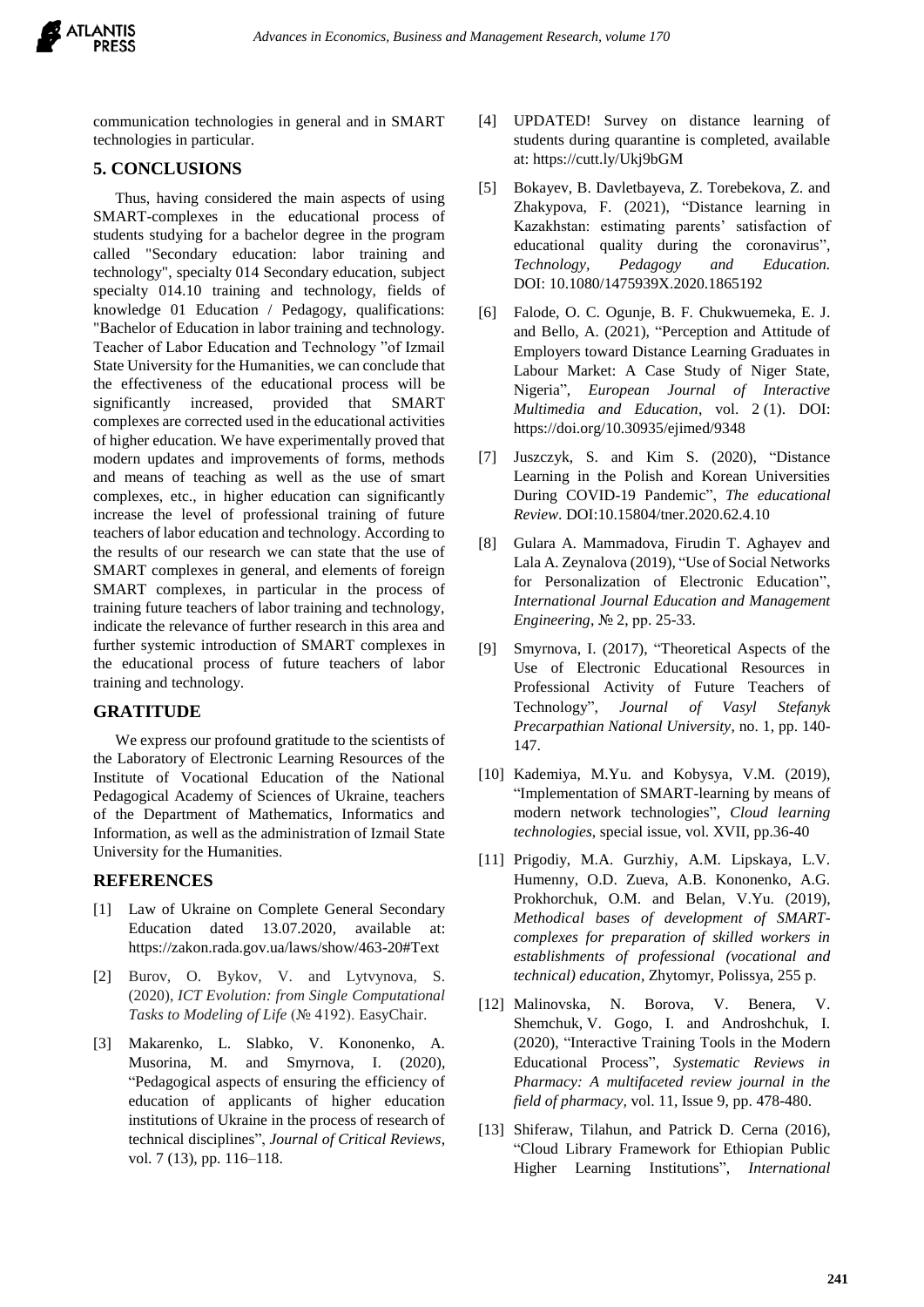communication technologies in general and in SMART technologies in particular.

## 5. CONCLUSIONS

Thus, having considered the main aspects of using SMART-complexes in the educational process of students studying for a bachelor degree in the program called "Secondary education: labor training and technology", specialty 014 Secondary education, subject specialty 014.10 training and technology, fields of knowledge 01 Education / Pedagogy, qualifications: "Bachelor of Education in labor training and technology. Teacher of Labor Education and Technology "of Izmail State University for the Humanities, we can conclude that the effectiveness of the educational process will be significantly increased, provided that SMART complexes are corrected used in the educational activities of higher education. We have experimentally proved that modern updates and improvements of forms, methods and means of teaching as well as the use of smart complexes, etc., in higher education can significantly increase the level of professional training of future teachers of labor education and technology. According to the results of our research we can state that the use of SMART complexes in general, and elements of foreign SMART complexes, in particular in the process of training future teachers of labor training and technology, indicate the relevance of further research in this area and further systemic introduction of SMART complexes in the educational process of future teachers of labor training and technology.

## GRATITUDE

We express our profound gratitude to the scientists of the Laboratory of Electronic Learning Resources of the Institute of Vocational Education of the National Pedagogical Academy of Sciences of Ukraine, teachers of the Department of Mathematics, Informatics and Information, as well as the administration of Izmail State University for the Humanities.

## REFERENCES

[1] Law of Ukraine on Complete General Secondary Education dated 13.07.2020, available at: https://zakon.rada.gov.ua/laws/show/463-20#Text

[2] Burov, O. Bykov, V. and Lytvynova, S. (2020), *ICT Evolution: from Single Computational Tasks to Modeling of Life* (№ 4192). EasyChair.

[3] Makarenko, L. Slabko, V. Kononenko, A. Musorina, M. and Smyrnova, I. (2020), "Pedagogical aspects of ensuring the efficiency of education of applicants of higher education institutions of Ukraine in the process of research of technical disciplines", *Journal of Critical Reviews*, vol. 7 (13), pp. 116–118.

[4] UPDATED! Survey on distance learning of students during quarantine is completed, available at: https://cutt.ly/Ukj9bGM

[5] Bokayev, B. Davletbayeva, Z. Torebekova, Z. and Zhakypova, F. (2021), "Distance learning in Kazakhstan: estimating parents' satisfaction of educational quality during the coronavirus", *Technology, Pedagogy and Education.* DOI: 10.1080/1475939X.2020.1865192

[6] Falode, O. C. Ogunje, B. F. Chukwuemeka, E. J. and Bello, A. (2021), "Perception and Attitude of Employers toward Distance Learning Graduates in Labour Market: A Case Study of Niger State, Nigeria", *European Journal of Interactive Multimedia and Education*, vol. 2 (1). DOI: https://doi.org/10.30935/ejimed/9348

[7] Juszczyk, S. and Kim S. (2020), "Distance Learning in the Polish and Korean Universities During COVID-19 Pandemic", *The educational Review*. DOI:10.15804/tner.2020.62.4.10

[8] Gulara A. Mammadova, Firudin T. Aghayev and Lala A. Zeynalova (2019), "Use of Social Networks for Personalization of Electronic Education", *International Journal Education and Management Engineering*, № 2, pp. 25-33.

[9] Smyrnova, I. (2017), "Theoretical Aspects of the Use of Electronic Educational Resources in Professional Activity of Future Teachers of Technology", *Journal of Vasyl Stefanyk Precarpathian National University*, no. 1, pp. 140-147.

[10] Kademiya, M.Yu. and Kobysya, V.M. (2019), "Implementation of SMART-learning by means of modern network technologies", *Cloud learning technologies*, special issue, vol. XVII, pp.36-40

[11] Prigodiy, M.A. Gurzhiy, A.M. Lipskaya, L.V. Humenny, O.D. Zueva, A.B. Kononenko, A.G. Prokhorchuk, O.M. and Belan, V.Yu. (2019), *Methodical bases of development of SMART-complexes for preparation of skilled workers in establishments of professional (vocational and technical) education*, Zhytomyr, Polissya, 255 p.

[12] Malinovska, N. Borova, V. Benera, V. Shemchuk, V. Gogo, I. and Androshchuk, I. (2020), "Interactive Training Tools in the Modern Educational Process", *Systematic Reviews in Pharmacy: A multifaceted review journal in the field of pharmacy*, vol. 11, Issue 9, pp. 478-480.

[13] Shiferaw, Tilahun, and Patrick D. Cerna (2016), "Cloud Library Framework for Ethiopian Public Higher Learning Institutions", *International*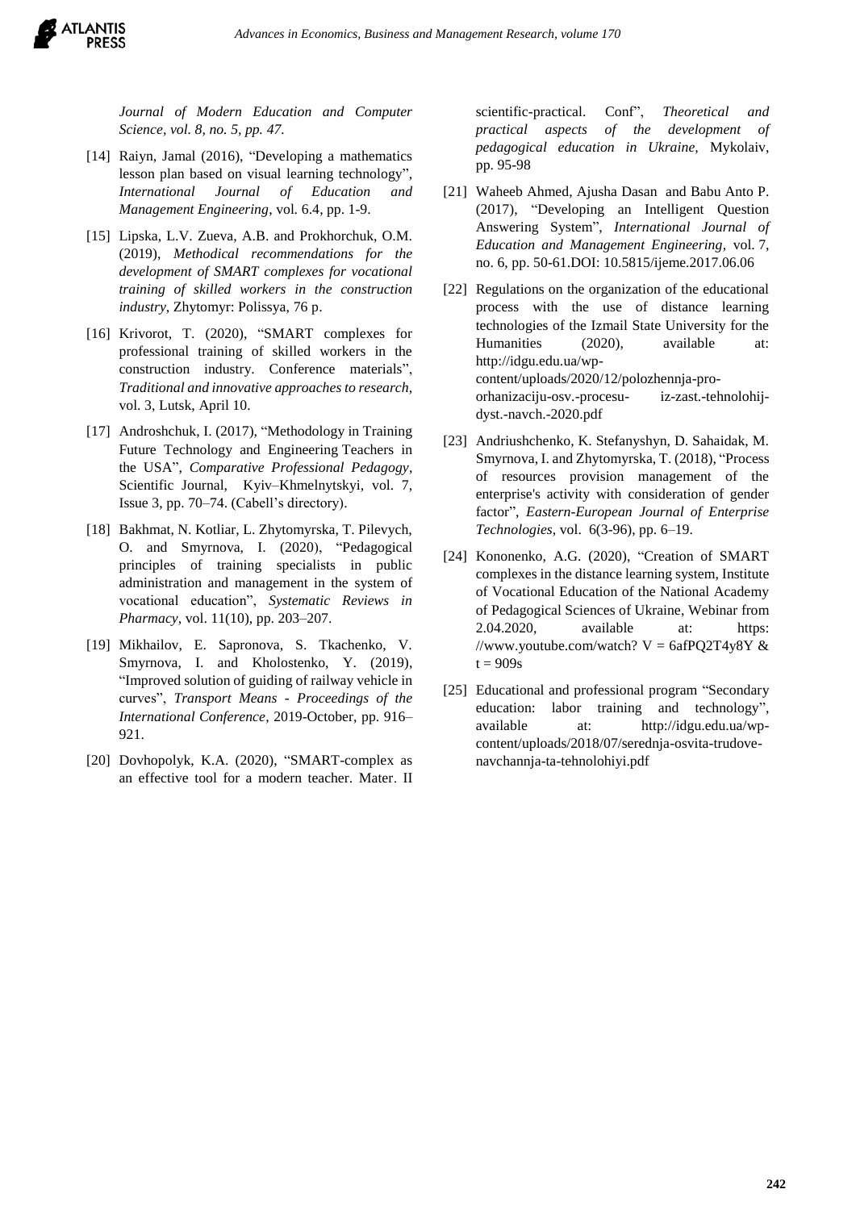*Journal of Modern Education and Computer Science, vol. 8, no. 5, pp. 47.*

[14] Raiyn, Jamal (2016), "Developing a mathematics lesson plan based on visual learning technology", *International Journal of Education and Management Engineering*, vol. 6.4, pp. 1-9.

[15] Lipska, L.V. Zueva, A.B. and Prokhorchuk, O.M. (2019), *Methodical recommendations for the development of SMART complexes for vocational training of skilled workers in the construction industry*, Zhytomyr: Polissya, 76 p.

[16] Krivorot, T. (2020), "SMART complexes for professional training of skilled workers in the construction industry. Conference materials", *Traditional and innovative approaches to research*, vol. 3, Lutsk, April 10.

[17] Androshchuk, I. (2017), "Methodology in Training Future Technology and Engineering Teachers in the USA", *Comparative Professional Pedagogy*, Scientific Journal, Kyiv–Khmelnytskyi, vol. 7, Issue 3, pp. 70–74. (Cabell's directory).

[18] Bakhmat, N. Kotliar, L. Zhytomyrska, T. Pilevych, O. and Smyrnova, I. (2020), "Pedagogical principles of training specialists in public administration and management in the system of vocational education", *Systematic Reviews in Pharmacy*, vol. 11(10), pp. 203–207.

[19] Mikhailov, E. Sapronova, S. Tkachenko, V. Smyrnova, I. and Kholostenko, Y. (2019), "Improved solution of guiding of railway vehicle in curves", *Transport Means - Proceedings of the International Conference*, 2019-October, pp. 916–921.

[20] Dovhopolyk, K.A. (2020), "SMART-complex as an effective tool for a modern teacher. Mater. II scientific-practical. Conf", *Theoretical and practical aspects of the development of pedagogical education in Ukraine,* Mykolaiv, pp. 95-98

[21] Waheeb Ahmed, Ajusha Dasan and Babu Anto P. (2017), "Developing an Intelligent Question Answering System", *International Journal of Education and Management Engineering*, vol. 7, no. 6, pp. 50-61.DOI: 10.5815/ijeme.2017.06.06

[22] Regulations on the organization of the educational process with the use of distance learning technologies of the Izmail State University for the Humanities (2020), available at: http://idgu.edu.ua/wp-content/uploads/2020/12/polozhennja-pro-orhanizaciju-osv.-procesu- iz-zast.-tehnolohij-dyst.-navch.-2020.pdf

[23] Andriushchenko, K. Stefanyshyn, D. Sahaidak, M. Smyrnova, I. and Zhytomyrska, T. (2018), "Process of resources provision management of the enterprise's activity with consideration of gender factor", *Eastern-European Journal of Enterprise Technologies*, vol. 6(3-96), pp. 6–19.

[24] Kononenko, A.G. (2020), "Creation of SMART complexes in the distance learning system, Institute of Vocational Education of the National Academy of Pedagogical Sciences of Ukraine, Webinar from 2.04.2020, available at: https: //www.youtube.com/watch? V = 6afPQ2T4y8Y & t = 909s

[25] Educational and professional program "Secondary education: labor training and technology", available at: http://idgu.edu.ua/wp-content/uploads/2018/07/serednja-osvita-trudove-navchannja-ta-tehnolohiyi.pdf